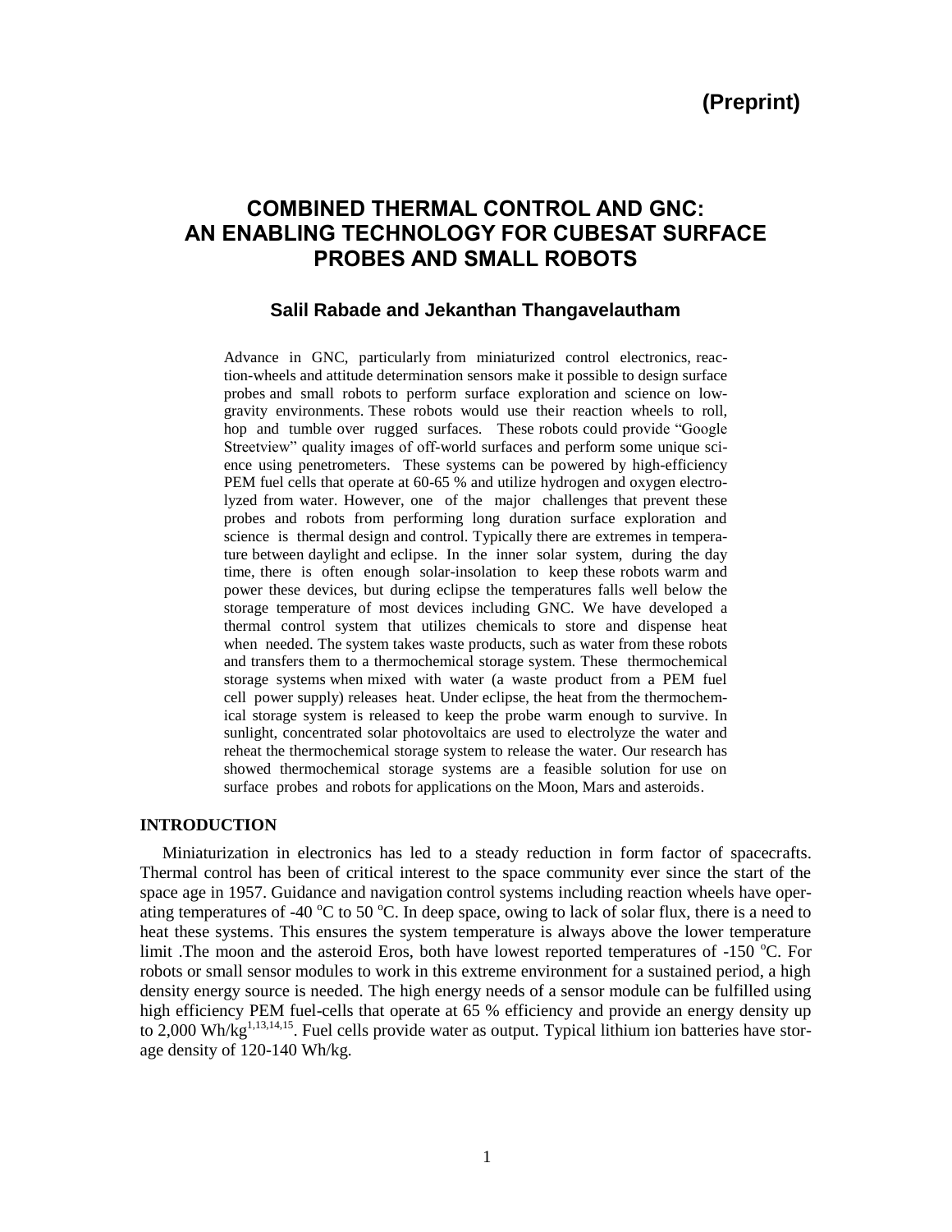**(Preprint)**

# COMBINED THERMAL CONTROL AND GNC: AN ENABLING TECHNOLOGY FOR CUBESAT SURFACE PROBES AND SMALL ROBOTS

### Salil Rabade and Jekanthan Thangavelautham

Advance in GNC, particularly from miniaturized control electronics, reaction-wheels and attitude determination sensors make it possible to design surface probes and small robots to perform surface exploration and science on low-gravity environments. These robots would use their reaction wheels to roll, hop and tumble over rugged surfaces. These robots could provide "Google Streetview" quality images of off-world surfaces and perform some unique science using penetrometers. These systems can be powered by high-efficiency PEM fuel cells that operate at 60-65 % and utilize hydrogen and oxygen electrolyzed from water. However, one of the major challenges that prevent these probes and robots from performing long duration surface exploration and science is thermal design and control. Typically there are extremes in temperature between daylight and eclipse. In the inner solar system, during the day time, there is often enough solar-insolation to keep these robots warm and power these devices, but during eclipse the temperatures falls well below the storage temperature of most devices including GNC. We have developed a thermal control system that utilizes chemicals to store and dispense heat when needed. The system takes waste products, such as water from these robots and transfers them to a thermochemical storage system. These thermochemical storage systems when mixed with water (a waste product from a PEM fuel cell power supply) releases heat. Under eclipse, the heat from the thermochemical storage system is released to keep the probe warm enough to survive. In sunlight, concentrated solar photovoltaics are used to electrolyze the water and reheat the thermochemical storage system to release the water. Our research has showed thermochemical storage systems are a feasible solution for use on surface probes and robots for applications on the Moon, Mars and asteroids.

## INTRODUCTION

Miniaturization in electronics has led to a steady reduction in form factor of spacecrafts. Thermal control has been of critical interest to the space community ever since the start of the space age in 1957. Guidance and navigation control systems including reaction wheels have operating temperatures of -40 $^{o}$C to 50 $^{o}$C. In deep space, owing to lack of solar flux, there is a need to heat these systems. This ensures the system temperature is always above the lower temperature limit .The moon and the asteroid Eros, both have lowest reported temperatures of -150 $^{o}$C. For robots or small sensor modules to work in this extreme environment for a sustained period, a high density energy source is needed. The high energy needs of a sensor module can be fulfilled using high efficiency PEM fuel-cells that operate at 65 % efficiency and provide an energy density up to 2,000 Wh/kg[1,13,14,15]. Fuel cells provide water as output. Typical lithium ion batteries have storage density of 120-140 Wh/kg.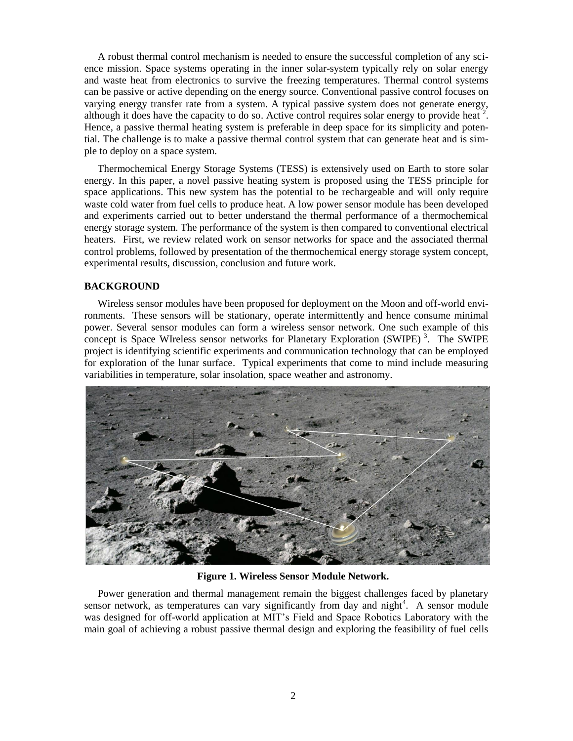A robust thermal control mechanism is needed to ensure the successful completion of any science mission. Space systems operating in the inner solar-system typically rely on solar energy and waste heat from electronics to survive the freezing temperatures. Thermal control systems can be passive or active depending on the energy source. Conventional passive control focuses on varying energy transfer rate from a system. A typical passive system does not generate energy, although it does have the capacity to do so. Active control requires solar energy to provide heat [2]. Hence, a passive thermal heating system is preferable in deep space for its simplicity and potential. The challenge is to make a passive thermal control system that can generate heat and is simple to deploy on a space system.

Thermochemical Energy Storage Systems (TESS) is extensively used on Earth to store solar energy. In this paper, a novel passive heating system is proposed using the TESS principle for space applications. This new system has the potential to be rechargeable and will only require waste cold water from fuel cells to produce heat. A low power sensor module has been developed and experiments carried out to better understand the thermal performance of a thermochemical energy storage system. The performance of the system is then compared to conventional electrical heaters. First, we review related work on sensor networks for space and the associated thermal control problems, followed by presentation of the thermochemical energy storage system concept, experimental results, discussion, conclusion and future work.

## BACKGROUND

Wireless sensor modules have been proposed for deployment on the Moon and off-world environments. These sensors will be stationary, operate intermittently and hence consume minimal power. Several sensor modules can form a wireless sensor network. One such example of this concept is Space WIreless sensor networks for Planetary Exploration (SWIPE) [3]. The SWIPE project is identifying scientific experiments and communication technology that can be employed for exploration of the lunar surface. Typical experiments that come to mind include measuring variabilities in temperature, solar insolation, space weather and astronomy.

**Figure 1. Wireless Sensor Module Network.**

Power generation and thermal management remain the biggest challenges faced by planetary sensor network, as temperatures can vary significantly from day and night[4]. A sensor module was designed for off-world application at MIT's Field and Space Robotics Laboratory with the main goal of achieving a robust passive thermal design and exploring the feasibility of fuel cells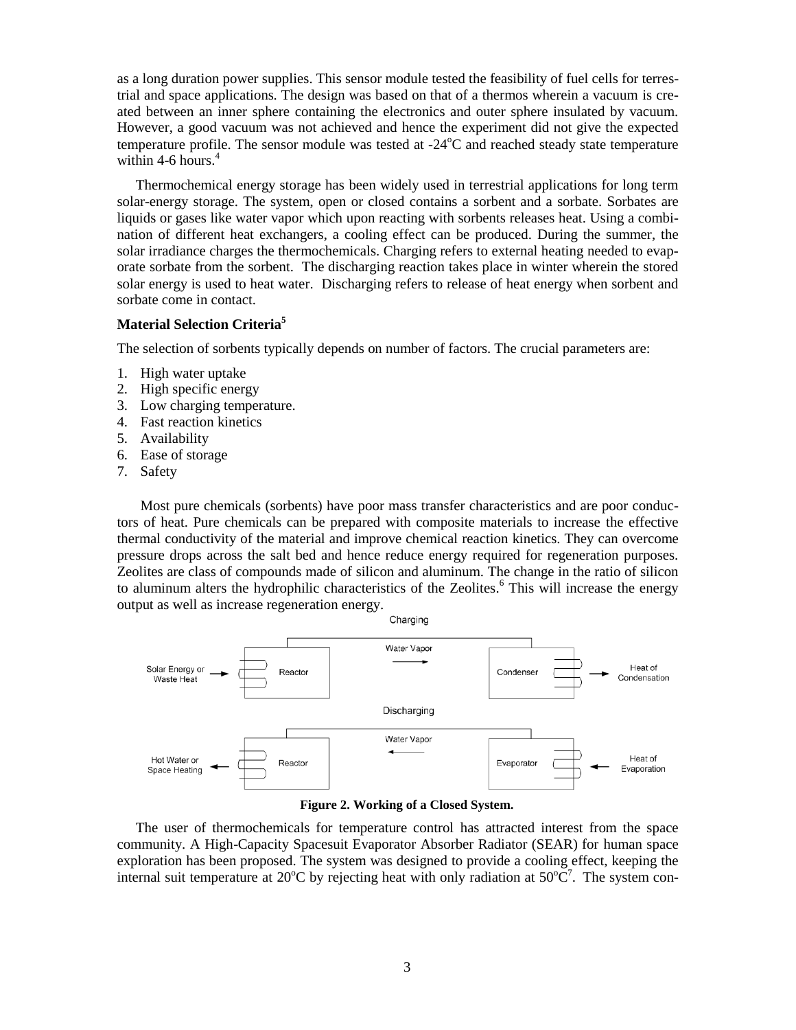as a long duration power supplies. This sensor module tested the feasibility of fuel cells for terrestrial and space applications. The design was based on that of a thermos wherein a vacuum is created between an inner sphere containing the electronics and outer sphere insulated by vacuum. However, a good vacuum was not achieved and hence the experiment did not give the expected temperature profile. The sensor module was tested at -24°C and reached steady state temperature within 4-6 hours.[4]

Thermochemical energy storage has been widely used in terrestrial applications for long term solar-energy storage. The system, open or closed contains a sorbent and a sorbate. Sorbates are liquids or gases like water vapor which upon reacting with sorbents releases heat. Using a combination of different heat exchangers, a cooling effect can be produced. During the summer, the solar irradiance charges the thermochemicals. Charging refers to external heating needed to evaporate sorbate from the sorbent. The discharging reaction takes place in winter wherein the stored solar energy is used to heat water. Discharging refers to release of heat energy when sorbent and sorbate come in contact.

### Material Selection Criteria[5]

The selection of sorbents typically depends on number of factors. The crucial parameters are:

1. High water uptake
2. High specific energy
3. Low charging temperature.
4. Fast reaction kinetics
5. Availability
6. Ease of storage
7. Safety

Most pure chemicals (sorbents) have poor mass transfer characteristics and are poor conductors of heat. Pure chemicals can be prepared with composite materials to increase the effective thermal conductivity of the material and improve chemical reaction kinetics. They can overcome pressure drops across the salt bed and hence reduce energy required for regeneration purposes. Zeolites are class of compounds made of silicon and aluminum. The change in the ratio of silicon to aluminum alters the hydrophilic characteristics of the Zeolites.[6] This will increase the energy output as well as increase regeneration energy.

Charging

Solar Energy or Waste Heat → Reactor — Water Vapor → — Condenser → Heat of Condensation

Discharging

Hot Water or Space Heating ← Reactor — ← Water Vapor — Evaporator ← Heat of Evaporation

**Figure 2. Working of a Closed System.**

The user of thermochemicals for temperature control has attracted interest from the space community. A High-Capacity Spacesuit Evaporator Absorber Radiator (SEAR) for human space exploration has been proposed. The system was designed to provide a cooling effect, keeping the internal suit temperature at 20°C by rejecting heat with only radiation at 50°C[7]. The system con-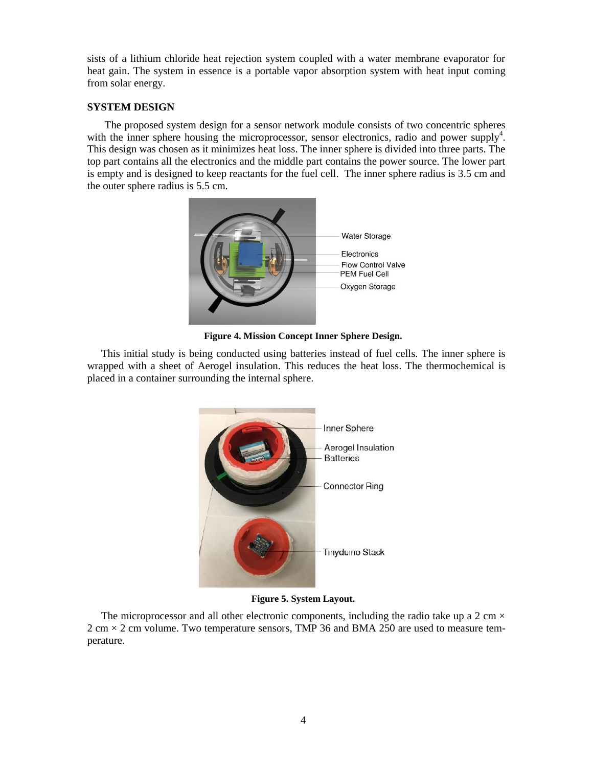sists of a lithium chloride heat rejection system coupled with a water membrane evaporator for heat gain. The system in essence is a portable vapor absorption system with heat input coming from solar energy.

## SYSTEM DESIGN

The proposed system design for a sensor network module consists of two concentric spheres with the inner sphere housing the microprocessor, sensor electronics, radio and power supply[4]. This design was chosen as it minimizes heat loss. The inner sphere is divided into three parts. The top part contains all the electronics and the middle part contains the power source. The lower part is empty and is designed to keep reactants for the fuel cell. The inner sphere radius is 3.5 cm and the outer sphere radius is 5.5 cm.

**Figure 4. Mission Concept Inner Sphere Design.**

This initial study is being conducted using batteries instead of fuel cells. The inner sphere is wrapped with a sheet of Aerogel insulation. This reduces the heat loss. The thermochemical is placed in a container surrounding the internal sphere.

**Figure 5. System Layout.**

The microprocessor and all other electronic components, including the radio take up a 2 cm × 2 cm × 2 cm volume. Two temperature sensors, TMP 36 and BMA 250 are used to measure temperature.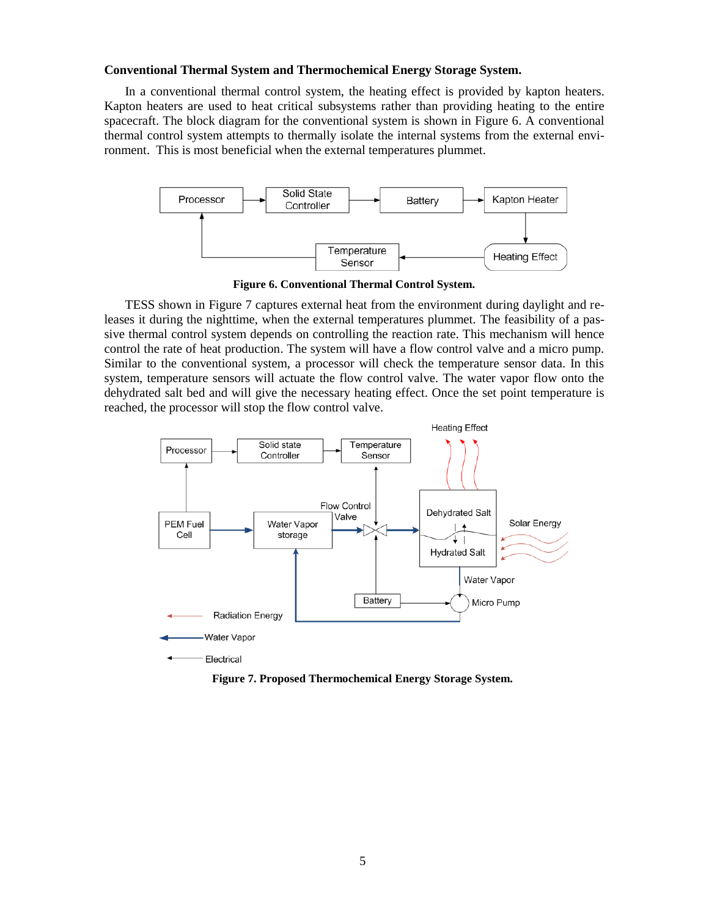**Conventional Thermal System and Thermochemical Energy Storage System.**

In a conventional thermal control system, the heating effect is provided by kapton heaters. Kapton heaters are used to heat critical subsystems rather than providing heating to the entire spacecraft. The block diagram for the conventional system is shown in Figure 6. A conventional thermal control system attempts to thermally isolate the internal systems from the external environment. This is most beneficial when the external temperatures plummet.

**Figure 6. Conventional Thermal Control System.**

TESS shown in Figure 7 captures external heat from the environment during daylight and releases it during the nighttime, when the external temperatures plummet. The feasibility of a passive thermal control system depends on controlling the reaction rate. This mechanism will hence control the rate of heat production. The system will have a flow control valve and a micro pump. Similar to the conventional system, a processor will check the temperature sensor data. In this system, temperature sensors will actuate the flow control valve. The water vapor flow onto the dehydrated salt bed and will give the necessary heating effect. Once the set point temperature is reached, the processor will stop the flow control valve.

**Figure 7. Proposed Thermochemical Energy Storage System.**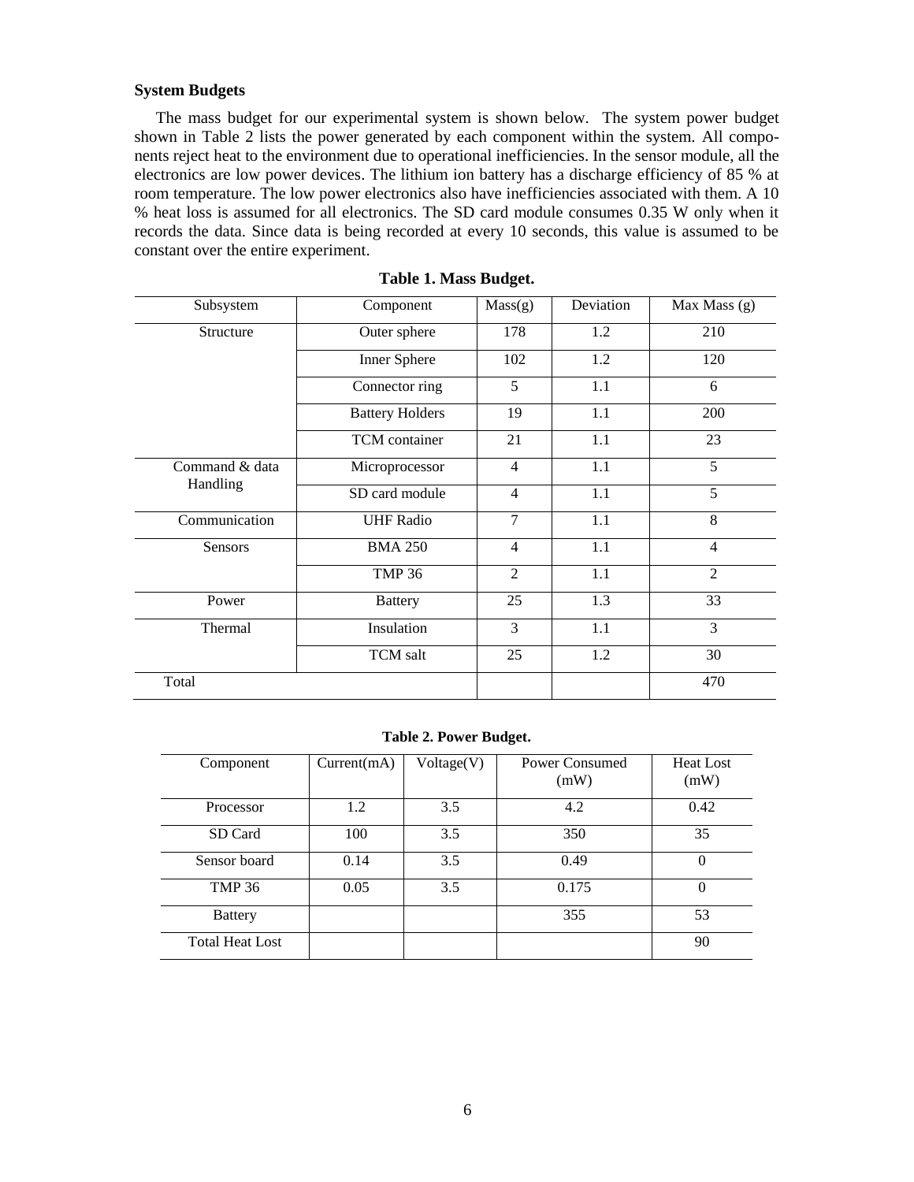**System Budgets**

The mass budget for our experimental system is shown below. The system power budget shown in Table 2 lists the power generated by each component within the system. All components reject heat to the environment due to operational inefficiencies. In the sensor module, all the electronics are low power devices. The lithium ion battery has a discharge efficiency of 85 % at room temperature. The low power electronics also have inefficiencies associated with them. A 10 % heat loss is assumed for all electronics. The SD card module consumes 0.35 W only when it records the data. Since data is being recorded at every 10 seconds, this value is assumed to be constant over the entire experiment.

**Table 1. Mass Budget.**

| Subsystem | Component | Mass(g) | Deviation | Max Mass (g) |
|---|---|---|---|---|
| Structure | Outer sphere | 178 | 1.2 | 210 |
| | Inner Sphere | 102 | 1.2 | 120 |
| | Connector ring | 5 | 1.1 | 6 |
| | Battery Holders | 19 | 1.1 | 200 |
| | TCM container | 21 | 1.1 | 23 |
| Command & data Handling | Microprocessor | 4 | 1.1 | 5 |
| | SD card module | 4 | 1.1 | 5 |
| Communication | UHF Radio | 7 | 1.1 | 8 |
| Sensors | BMA 250 | 4 | 1.1 | 4 |
| | TMP 36 | 2 | 1.1 | 2 |
| Power | Battery | 25 | 1.3 | 33 |
| Thermal | Insulation | 3 | 1.1 | 3 |
| | TCM salt | 25 | 1.2 | 30 |
| Total | | | | 470 |

**Table 2. Power Budget.**

| Component | Current(mA) | Voltage(V) | Power Consumed (mW) | Heat Lost (mW) |
|---|---|---|---|---|
| Processor | 1.2 | 3.5 | 4.2 | 0.42 |
| SD Card | 100 | 3.5 | 350 | 35 |
| Sensor board | 0.14 | 3.5 | 0.49 | 0 |
| TMP 36 | 0.05 | 3.5 | 0.175 | 0 |
| Battery | | | 355 | 53 |
| Total Heat Lost | | | | 90 |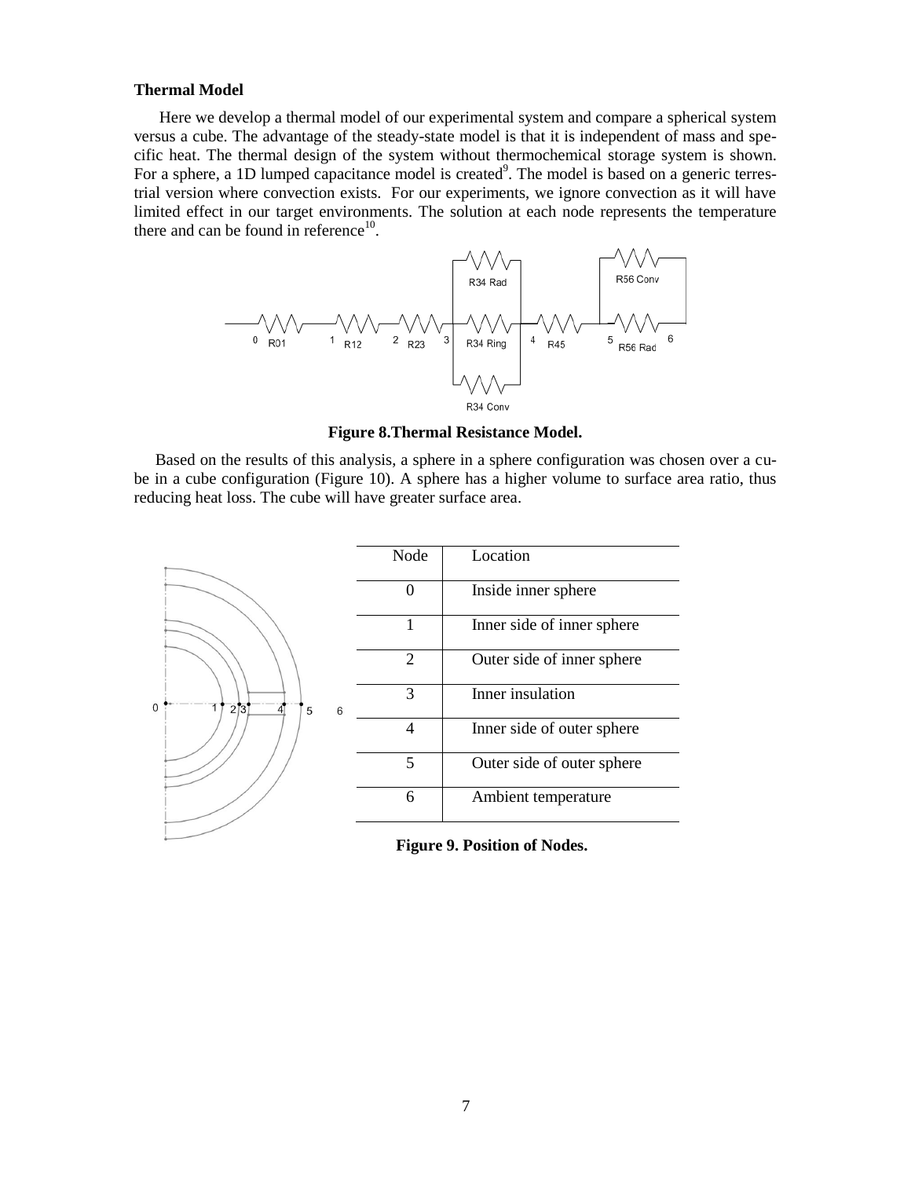### Thermal Model

Here we develop a thermal model of our experimental system and compare a spherical system versus a cube. The advantage of the steady-state model is that it is independent of mass and specific heat. The thermal design of the system without thermochemical storage system is shown. For a sphere, a 1D lumped capacitance model is created[9]. The model is based on a generic terrestrial version where convection exists. For our experiments, we ignore convection as it will have limited effect in our target environments. The solution at each node represents the temperature there and can be found in reference[10].

**Figure 8.Thermal Resistance Model.**

Based on the results of this analysis, a sphere in a sphere configuration was chosen over a cube in a cube configuration (Figure 10). A sphere has a higher volume to surface area ratio, thus reducing heat loss. The cube will have greater surface area.

| Node | Location |
|---|---|
| 0 | Inside inner sphere |
| 1 | Inner side of inner sphere |
| 2 | Outer side of inner sphere |
| 3 | Inner insulation |
| 4 | Inner side of outer sphere |
| 5 | Outer side of outer sphere |
| 6 | Ambient temperature |

**Figure 9. Position of Nodes.**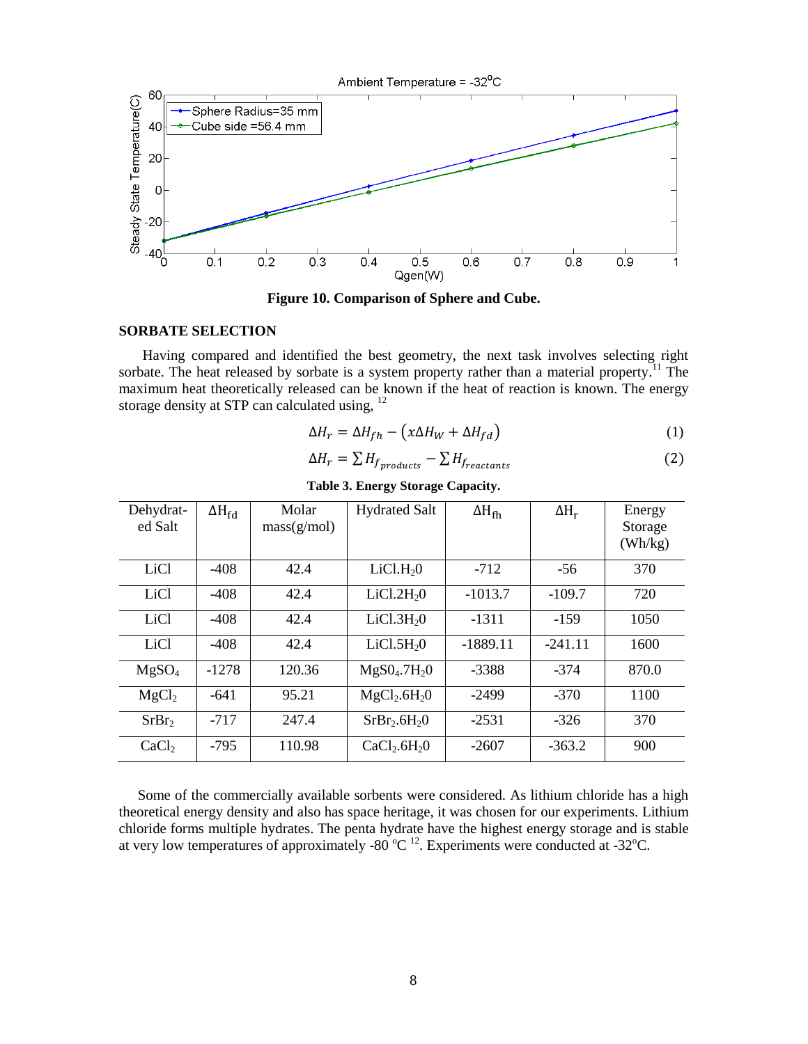Figure 10. Comparison of Sphere and Cube.

## SORBATE SELECTION

Having compared and identified the best geometry, the next task involves selecting right sorbate. The heat released by sorbate is a system property rather than a material property.[11] The maximum heat theoretically released can be known if the heat of reaction is known. The energy storage density at STP can calculated using, [12]

$$\Delta H_r = \Delta H_{fh} - \left(x\Delta H_W + \Delta H_{fd}\right) \tag{1}$$

$$\Delta H_r = \sum H_{f_{products}} - \sum H_{f_{reactants}} \tag{2}$$

**Table 3. Energy Storage Capacity.**

| Dehydrat-ed Salt | $\Delta H_{fd}$ | Molar mass(g/mol) | Hydrated Salt | $\Delta H_{fh}$ | $\Delta H_r$ | Energy Storage (Wh/kg) |
|---|---|---|---|---|---|---|
| LiCl | -408 | 42.4 | $LiCl.H_20$ | -712 | -56 | 370 |
| LiCl | -408 | 42.4 | $LiCl.2H_20$ | -1013.7 | -109.7 | 720 |
| LiCl | -408 | 42.4 | $LiCl.3H_20$ | -1311 | -159 | 1050 |
| LiCl | -408 | 42.4 | $LiCl.5H_20$ | -1889.11 | -241.11 | 1600 |
| $MgSO_4$ | -1278 | 120.36 | $MgS0_4.7H_20$ | -3388 | -374 | 870.0 |
| $MgCl_2$ | -641 | 95.21 | $MgCl_2.6H_20$ | -2499 | -370 | 1100 |
| $SrBr_2$ | -717 | 247.4 | $SrBr_2.6H_20$ | -2531 | -326 | 370 |
| $CaCl_2$ | -795 | 110.98 | $CaCl_2.6H_20$ | -2607 | -363.2 | 900 |

Some of the commercially available sorbents were considered. As lithium chloride has a high theoretical energy density and also has space heritage, it was chosen for our experiments. Lithium chloride forms multiple hydrates. The penta hydrate have the highest energy storage and is stable at very low temperatures of approximately -80 $^{o}$C [12]. Experiments were conducted at -32$^{o}$C.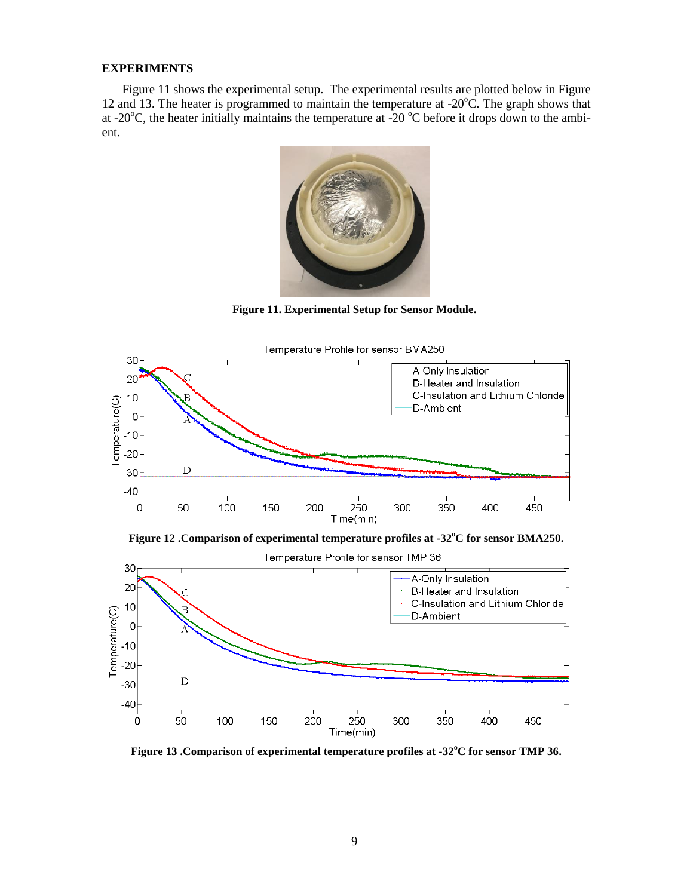## EXPERIMENTS

Figure 11 shows the experimental setup. The experimental results are plotted below in Figure 12 and 13. The heater is programmed to maintain the temperature at -20°C. The graph shows that at -20°C, the heater initially maintains the temperature at -20 °C before it drops down to the ambient.

**Figure 11. Experimental Setup for Sensor Module.**

**Figure 12 .Comparison of experimental temperature profiles at -32°C for sensor BMA250.**

**Figure 13 .Comparison of experimental temperature profiles at -32°C for sensor TMP 36.**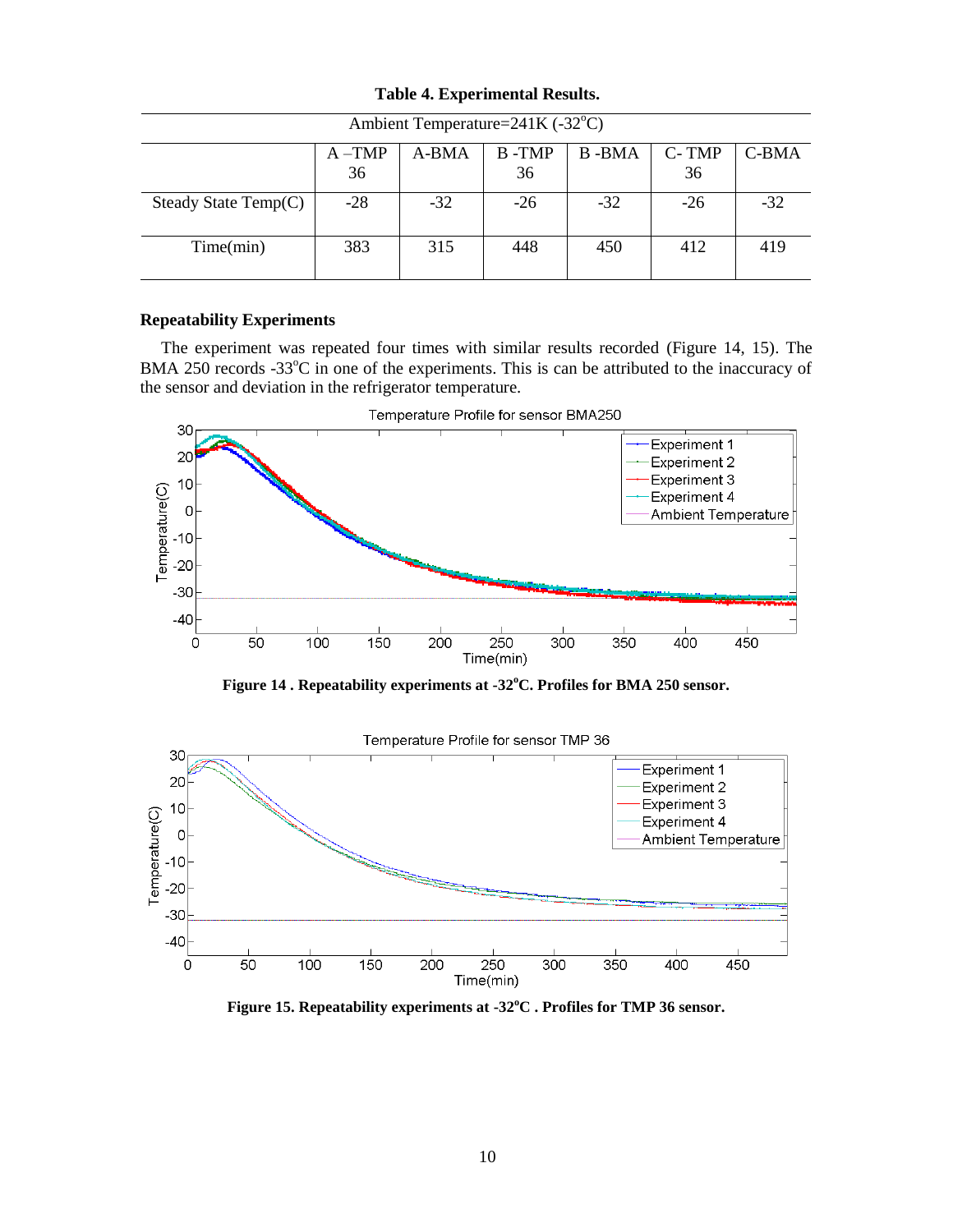**Table 4. Experimental Results.**

| Ambient Temperature=241K (-32°C) | | | | | | |
|---|---|---|---|---|---|---|
| | A –TMP 36 | A-BMA | B -TMP 36 | B -BMA | C- TMP 36 | C-BMA |
| Steady State Temp(C) | -28 | -32 | -26 | -32 | -26 | -32 |
| Time(min) | 383 | 315 | 448 | 450 | 412 | 419 |

**Repeatability Experiments**

The experiment was repeated four times with similar results recorded (Figure 14, 15). The BMA 250 records -33°C in one of the experiments. This is can be attributed to the inaccuracy of the sensor and deviation in the refrigerator temperature.

**Figure 14 . Repeatability experiments at -32°C. Profiles for BMA 250 sensor.**

**Figure 15. Repeatability experiments at -32°C . Profiles for TMP 36 sensor.**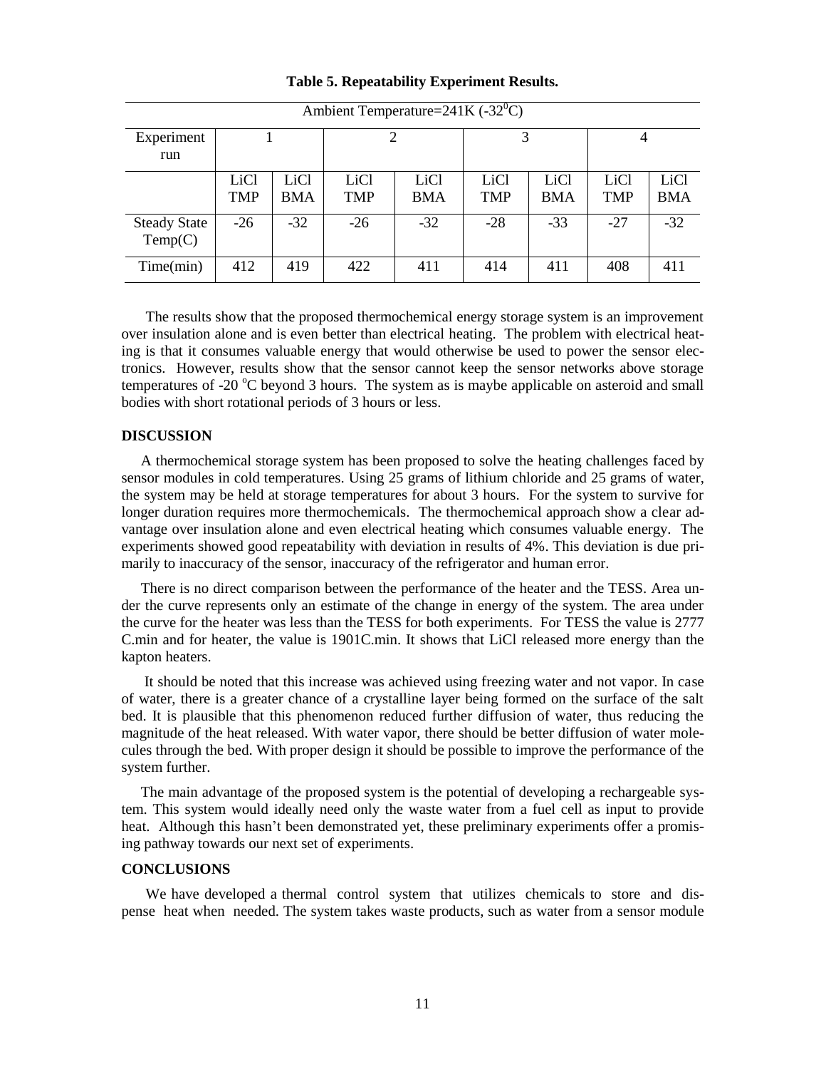**Table 5. Repeatability Experiment Results.**

| Ambient Temperature=241K ($-32^0$C) | | | | | | | | |
|---|---|---|---|---|---|---|---|---|
| Experiment run | 1 | | 2 | | 3 | | 4 | |
| | LiCl TMP | LiCl BMA | LiCl TMP | LiCl BMA | LiCl TMP | LiCl BMA | LiCl TMP | LiCl BMA |
| Steady State Temp(C) | -26 | -32 | -26 | -32 | -28 | -33 | -27 | -32 |
| Time(min) | 412 | 419 | 422 | 411 | 414 | 411 | 408 | 411 |

The results show that the proposed thermochemical energy storage system is an improvement over insulation alone and is even better than electrical heating. The problem with electrical heating is that it consumes valuable energy that would otherwise be used to power the sensor electronics. However, results show that the sensor cannot keep the sensor networks above storage temperatures of -20 $^o$C beyond 3 hours. The system as is maybe applicable on asteroid and small bodies with short rotational periods of 3 hours or less.

## DISCUSSION

A thermochemical storage system has been proposed to solve the heating challenges faced by sensor modules in cold temperatures. Using 25 grams of lithium chloride and 25 grams of water, the system may be held at storage temperatures for about 3 hours. For the system to survive for longer duration requires more thermochemicals. The thermochemical approach show a clear advantage over insulation alone and even electrical heating which consumes valuable energy. The experiments showed good repeatability with deviation in results of 4%. This deviation is due primarily to inaccuracy of the sensor, inaccuracy of the refrigerator and human error.

There is no direct comparison between the performance of the heater and the TESS. Area under the curve represents only an estimate of the change in energy of the system. The area under the curve for the heater was less than the TESS for both experiments. For TESS the value is 2777 C.min and for heater, the value is 1901C.min. It shows that LiCl released more energy than the kapton heaters.

It should be noted that this increase was achieved using freezing water and not vapor. In case of water, there is a greater chance of a crystalline layer being formed on the surface of the salt bed. It is plausible that this phenomenon reduced further diffusion of water, thus reducing the magnitude of the heat released. With water vapor, there should be better diffusion of water molecules through the bed. With proper design it should be possible to improve the performance of the system further.

The main advantage of the proposed system is the potential of developing a rechargeable system. This system would ideally need only the waste water from a fuel cell as input to provide heat. Although this hasn't been demonstrated yet, these preliminary experiments offer a promising pathway towards our next set of experiments.

## CONCLUSIONS

We have developed a thermal control system that utilizes chemicals to store and dispense heat when needed. The system takes waste products, such as water from a sensor module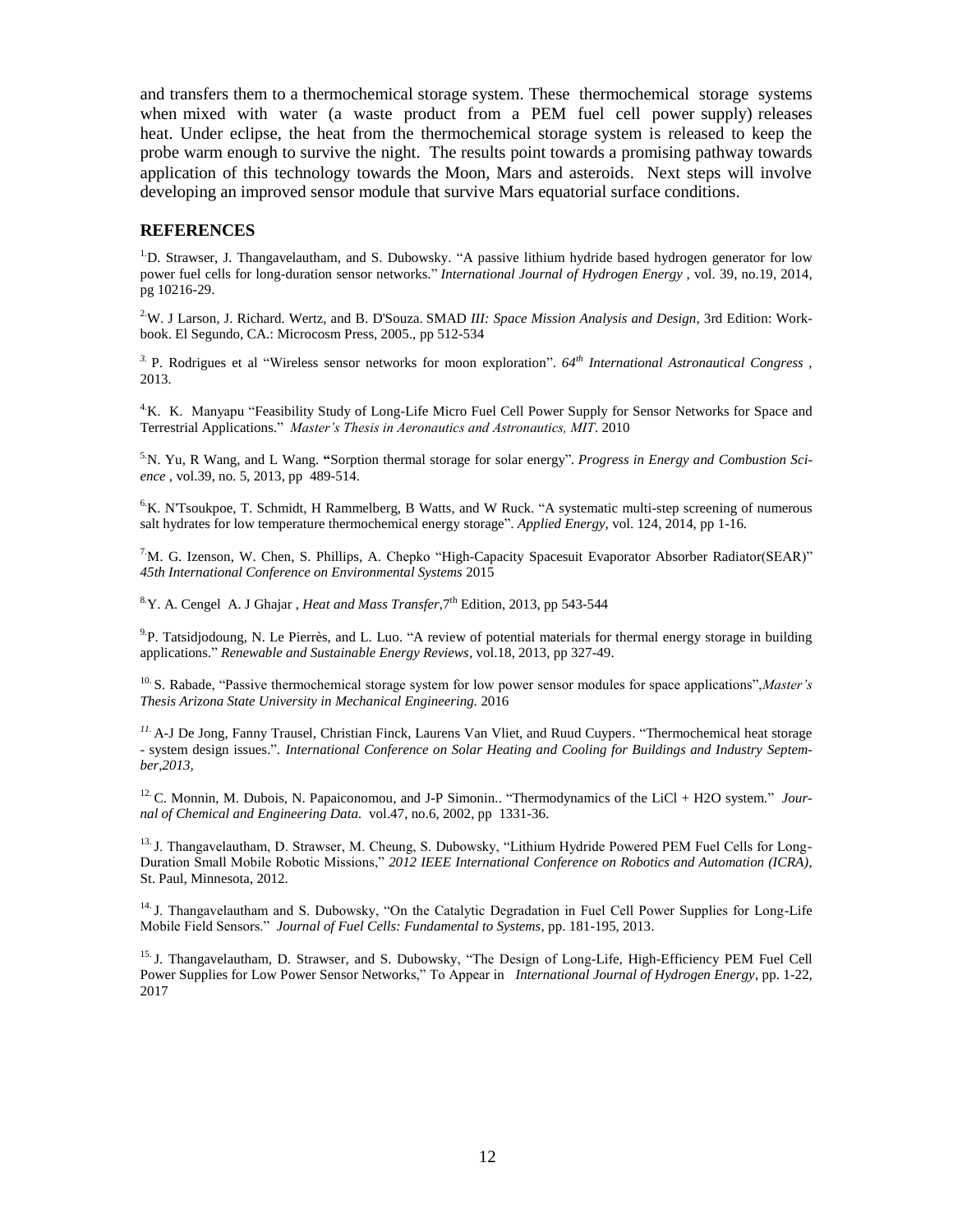and transfers them to a thermochemical storage system. These thermochemical storage systems when mixed with water (a waste product from a PEM fuel cell power supply) releases heat. Under eclipse, the heat from the thermochemical storage system is released to keep the probe warm enough to survive the night. The results point towards a promising pathway towards application of this technology towards the Moon, Mars and asteroids. Next steps will involve developing an improved sensor module that survive Mars equatorial surface conditions.

## REFERENCES

1. D. Strawser, J. Thangavelautham, and S. Dubowsky. "A passive lithium hydride based hydrogen generator for low power fuel cells for long-duration sensor networks." *International Journal of Hydrogen Energy* , vol. 39, no.19, 2014, pg 10216-29.

2. W. J Larson, J. Richard. Wertz, and B. D'Souza. SMAD *III: Space Mission Analysis and Design*, 3rd Edition: Workbook. El Segundo, CA.: Microcosm Press, 2005., pp 512-534

3. P. Rodrigues et al "Wireless sensor networks for moon exploration". *64th International Astronautical Congress* , 2013.

4. K. K. Manyapu "Feasibility Study of Long-Life Micro Fuel Cell Power Supply for Sensor Networks for Space and Terrestrial Applications." *Master's Thesis in Aeronautics and Astronautics, MIT*. 2010

5. N. Yu, R Wang, and L Wang. "Sorption thermal storage for solar energy". *Progress in Energy and Combustion Science* , vol.39, no. 5, 2013, pp 489-514.

6. K. N'Tsoukpoe, T. Schmidt, H Rammelberg, B Watts, and W Ruck. "A systematic multi-step screening of numerous salt hydrates for low temperature thermochemical energy storage". *Applied Energy*, vol. 124, 2014, pp 1-16.

7. M. G. Izenson, W. Chen, S. Phillips, A. Chepko "High-Capacity Spacesuit Evaporator Absorber Radiator(SEAR)" *45th International Conference on Environmental Systems* 2015

8. Y. A. Cengel A. J Ghajar , *Heat and Mass Transfer*,7th Edition, 2013, pp 543-544

9. P. Tatsidjodoung, N. Le Pierrès, and L. Luo. "A review of potential materials for thermal energy storage in building applications." *Renewable and Sustainable Energy Reviews*, vol.18, 2013, pp 327-49.

10. S. Rabade, "Passive thermochemical storage system for low power sensor modules for space applications",*Master's Thesis Arizona State University in Mechanical Engineering.* 2016

11. A-J De Jong, Fanny Trausel, Christian Finck, Laurens Van Vliet, and Ruud Cuypers. "Thermochemical heat storage - system design issues.". *International Conference on Solar Heating and Cooling for Buildings and Industry September,2013*,

12. C. Monnin, M. Dubois, N. Papaiconomou, and J-P Simonin.. "Thermodynamics of the LiCl + H2O system." *Journal of Chemical and Engineering Data*. vol.47, no.6, 2002, pp 1331-36.

13. J. Thangavelautham, D. Strawser, M. Cheung, S. Dubowsky, "Lithium Hydride Powered PEM Fuel Cells for Long-Duration Small Mobile Robotic Missions," *2012 IEEE International Conference on Robotics and Automation (ICRA)*, St. Paul, Minnesota, 2012.

14. J. Thangavelautham and S. Dubowsky, "On the Catalytic Degradation in Fuel Cell Power Supplies for Long-Life Mobile Field Sensors." *Journal of Fuel Cells: Fundamental to Systems*, pp. 181-195, 2013.

15. J. Thangavelautham, D. Strawser, and S. Dubowsky, "The Design of Long-Life, High-Efficiency PEM Fuel Cell Power Supplies for Low Power Sensor Networks," To Appear in *International Journal of Hydrogen Energy*, pp. 1-22, 2017